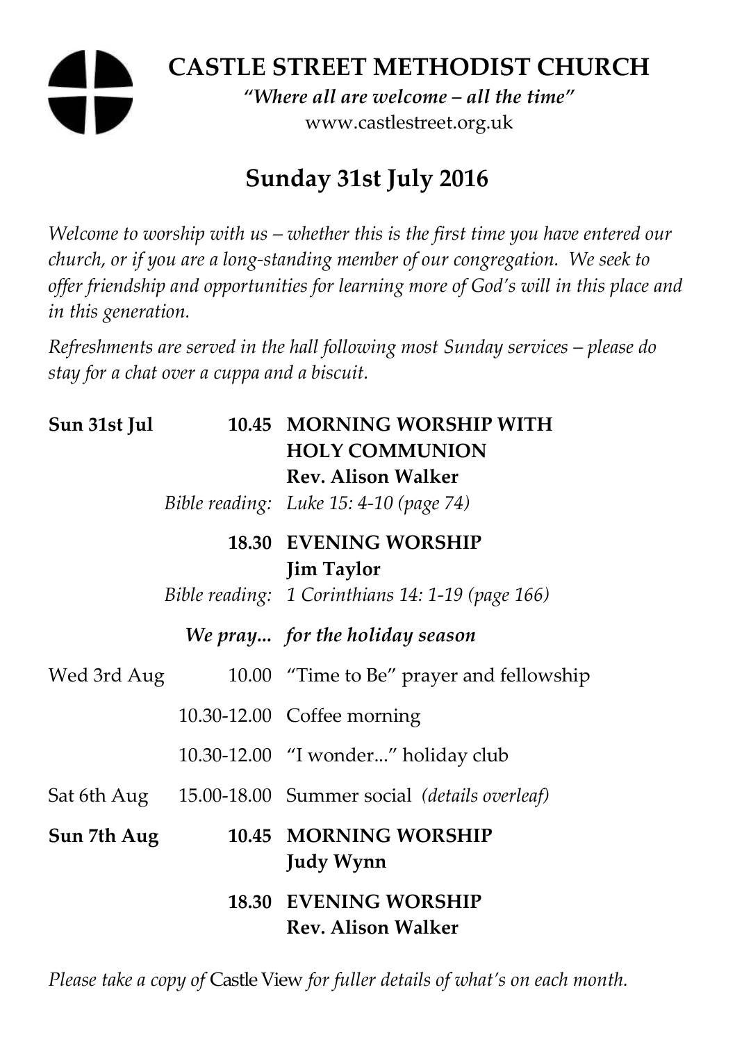# CASTLE STREET METHODIST CHURCH

*"Where all are welcome – all the time"*

www.castlestreet.org.uk

## Sunday 31st July 2016

*Welcome to worship with us – whether this is the first time you have entered our church, or if you are a long-standing member of our congregation. We seek to offer friendship and opportunities for learning more of God's will in this place and in this generation.*

*Refreshments are served in the hall following most Sunday services – please do stay for a chat over a cuppa and a biscuit.*

| | | |
|---|---|---|
| **Sun 31st Jul** | **10.45** | **MORNING WORSHIP WITH HOLY COMMUNION** |
| | | **Rev. Alison Walker** |
| | *Bible reading:* | *Luke 15: 4-10 (page 74)* |
| | **18.30** | **EVENING WORSHIP** |
| | | **Jim Taylor** |
| | *Bible reading:* | *1 Corinthians 14: 1-19 (page 166)* |
| | ***We pray...*** | ***for the holiday season*** |
| Wed 3rd Aug | 10.00 | "Time to Be" prayer and fellowship |
| | 10.30-12.00 | Coffee morning |
| | 10.30-12.00 | "I wonder..." holiday club |
| Sat 6th Aug | 15.00-18.00 | Summer social *(details overleaf)* |
| **Sun 7th Aug** | **10.45** | **MORNING WORSHIP** |
| | | **Judy Wynn** |
| | **18.30** | **EVENING WORSHIP** |
| | | **Rev. Alison Walker** |

*Please take a copy of* Castle View *for fuller details of what's on each month.*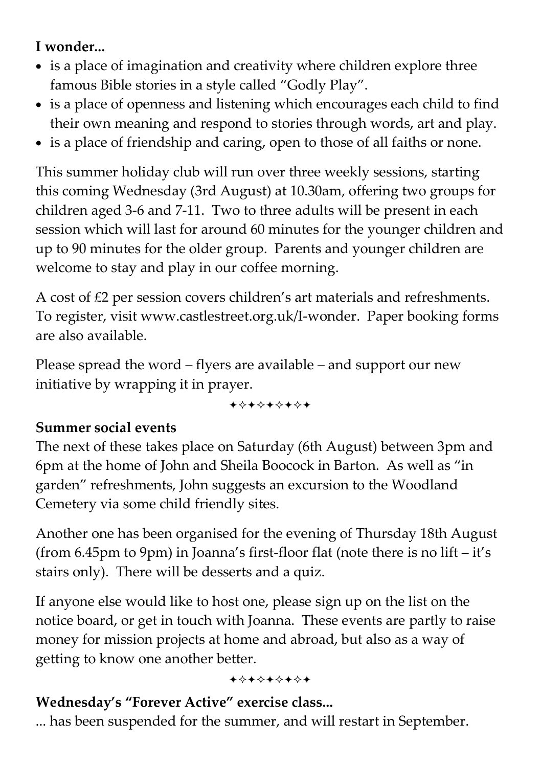**I wonder...**

- is a place of imagination and creativity where children explore three famous Bible stories in a style called "Godly Play".
- is a place of openness and listening which encourages each child to find their own meaning and respond to stories through words, art and play.
- is a place of friendship and caring, open to those of all faiths or none.

This summer holiday club will run over three weekly sessions, starting this coming Wednesday (3rd August) at 10.30am, offering two groups for children aged 3-6 and 7-11. Two to three adults will be present in each session which will last for around 60 minutes for the younger children and up to 90 minutes for the older group. Parents and younger children are welcome to stay and play in our coffee morning.

A cost of £2 per session covers children's art materials and refreshments. To register, visit www.castlestreet.org.uk/I-wonder. Paper booking forms are also available.

Please spread the word – flyers are available – and support our new initiative by wrapping it in prayer.

✦✧✦✧✦✧✦✧✦

**Summer social events**

The next of these takes place on Saturday (6th August) between 3pm and 6pm at the home of John and Sheila Boocock in Barton. As well as "in garden" refreshments, John suggests an excursion to the Woodland Cemetery via some child friendly sites.

Another one has been organised for the evening of Thursday 18th August (from 6.45pm to 9pm) in Joanna's first-floor flat (note there is no lift – it's stairs only). There will be desserts and a quiz.

If anyone else would like to host one, please sign up on the list on the notice board, or get in touch with Joanna. These events are partly to raise money for mission projects at home and abroad, but also as a way of getting to know one another better.

✦✧✦✧✦✧✦✧✦

**Wednesday's "Forever Active" exercise class...**

... has been suspended for the summer, and will restart in September.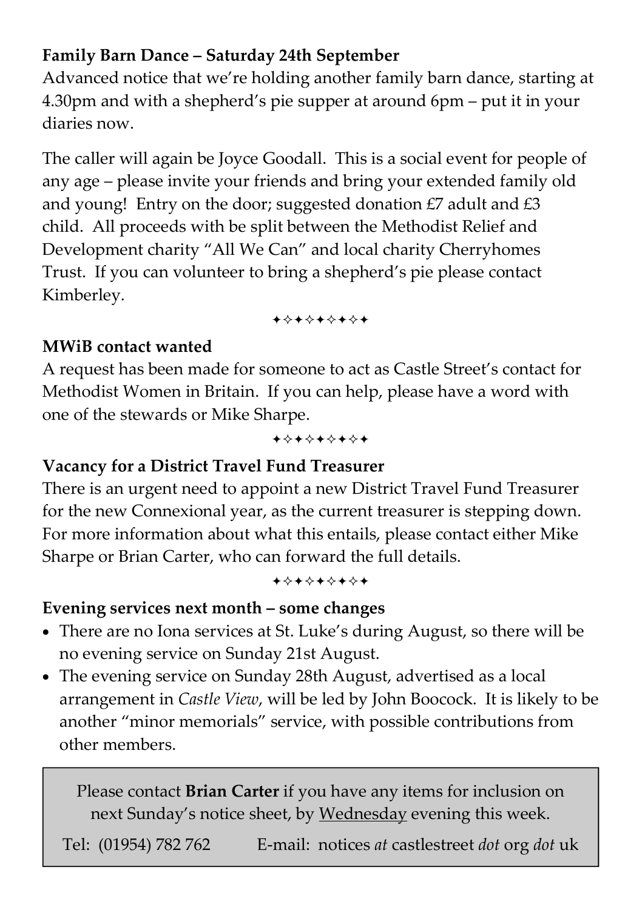**Family Barn Dance – Saturday 24th September**

Advanced notice that we're holding another family barn dance, starting at 4.30pm and with a shepherd's pie supper at around 6pm – put it in your diaries now.

The caller will again be Joyce Goodall. This is a social event for people of any age – please invite your friends and bring your extended family old and young! Entry on the door; suggested donation £7 adult and £3 child. All proceeds with be split between the Methodist Relief and Development charity "All We Can" and local charity Cherryhomes Trust. If you can volunteer to bring a shepherd's pie please contact Kimberley.

✦✧✦✧✦✧✦✧✦

**MWiB contact wanted**

A request has been made for someone to act as Castle Street's contact for Methodist Women in Britain. If you can help, please have a word with one of the stewards or Mike Sharpe.

✦✧✦✧✦✧✦✧✦

**Vacancy for a District Travel Fund Treasurer**

There is an urgent need to appoint a new District Travel Fund Treasurer for the new Connexional year, as the current treasurer is stepping down. For more information about what this entails, please contact either Mike Sharpe or Brian Carter, who can forward the full details.

✦✧✦✧✦✧✦✧✦

**Evening services next month – some changes**

- There are no Iona services at St. Luke's during August, so there will be no evening service on Sunday 21st August.
- The evening service on Sunday 28th August, advertised as a local arrangement in *Castle View*, will be led by John Boocock. It is likely to be another "minor memorials" service, with possible contributions from other members.

Please contact **Brian Carter** if you have any items for inclusion on next Sunday's notice sheet, by Wednesday evening this week.

Tel: (01954) 782 762 E-mail: notices *at* castlestreet *dot* org *dot* uk